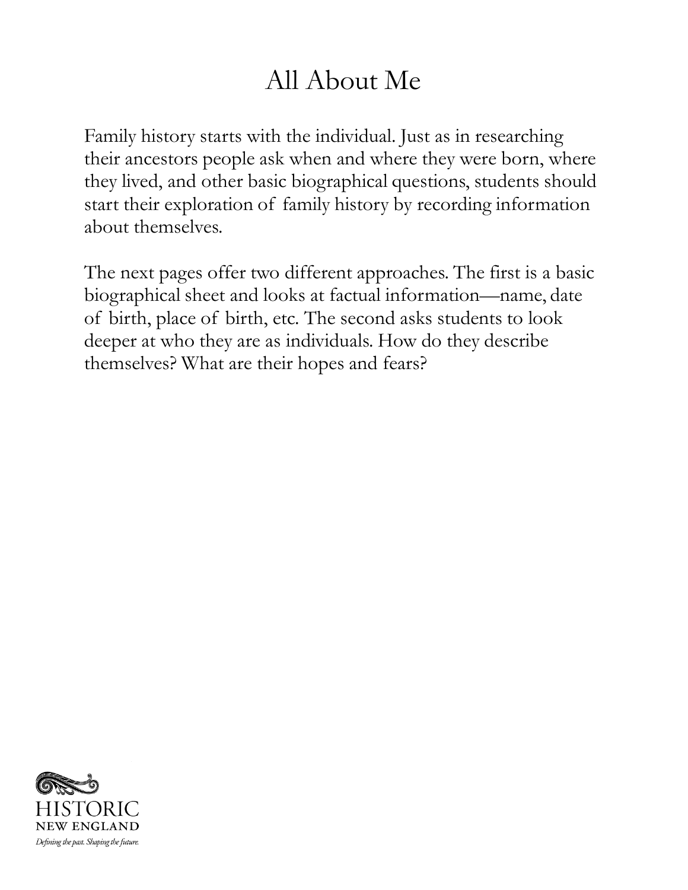# All About Me

Family history starts with the individual. Just as in researching their ancestors people ask when and where they were born, where they lived, and other basic biographical questions, students should start their exploration of family history by recording information about themselves.

The next pages offer two different approaches. The first is a basic biographical sheet and looks at factual information—name, date of birth, place of birth, etc. The second asks students to look deeper at who they are as individuals. How do they describe themselves? What are their hopes and fears?

HISTORIC
NEW ENGLAND
*Defining the past. Shaping the future.*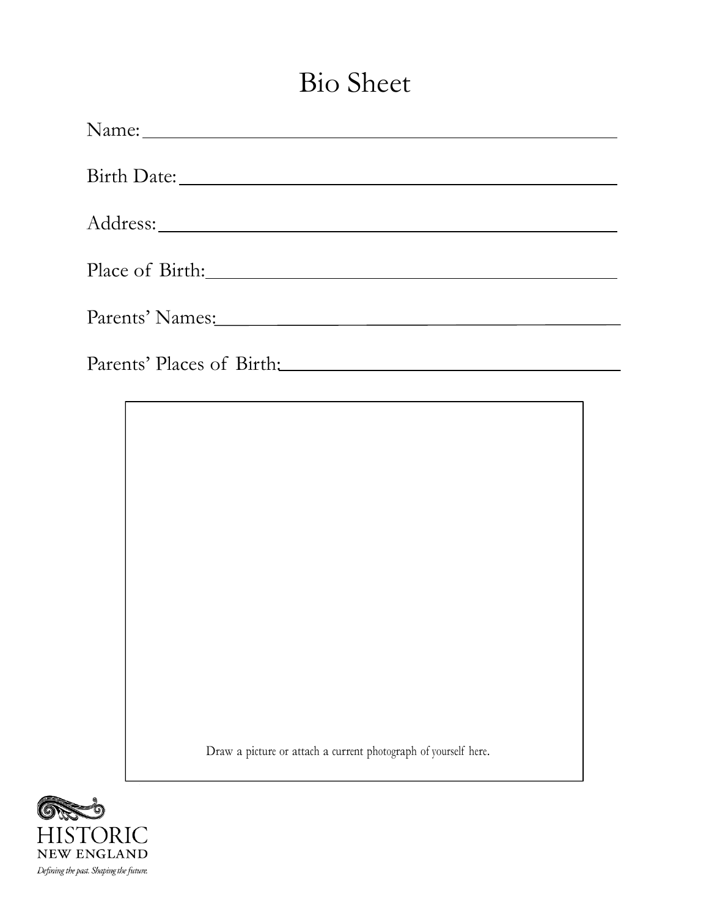# Bio Sheet

Name: ______________________________________________

Birth Date: __________________________________________

Address: ____________________________________________

Place of Birth: _______________________________________

Parents' Names: ______________________________________

Parents' Places of Birth: ________________________________

Draw a picture or attach a current photograph of yourself here.

HISTORIC NEW ENGLAND

*Defining the past. Shaping the future.*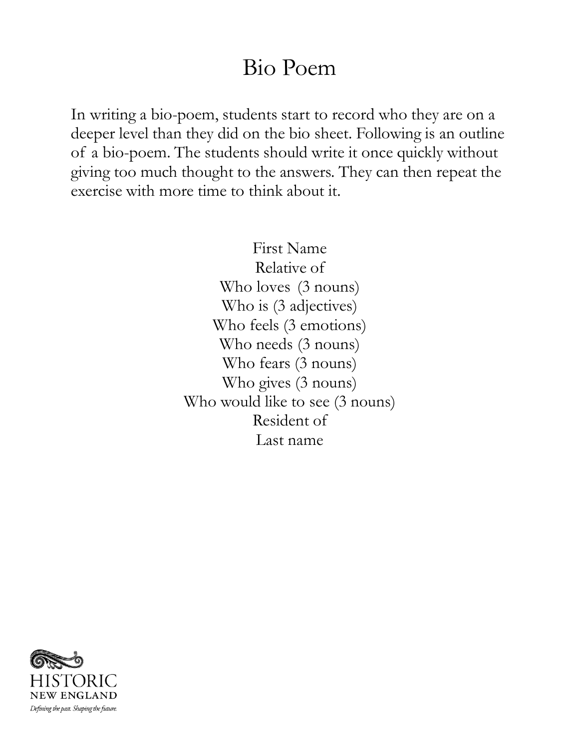# Bio Poem

In writing a bio-poem, students start to record who they are on a deeper level than they did on the bio sheet. Following is an outline of a bio-poem. The students should write it once quickly without giving too much thought to the answers. They can then repeat the exercise with more time to think about it.

First Name
Relative of
Who loves (3 nouns)
Who is (3 adjectives)
Who feels (3 emotions)
Who needs (3 nouns)
Who fears (3 nouns)
Who gives (3 nouns)
Who would like to see (3 nouns)
Resident of
Last name

HISTORIC
NEW ENGLAND
*Defining the past. Shaping the future.*